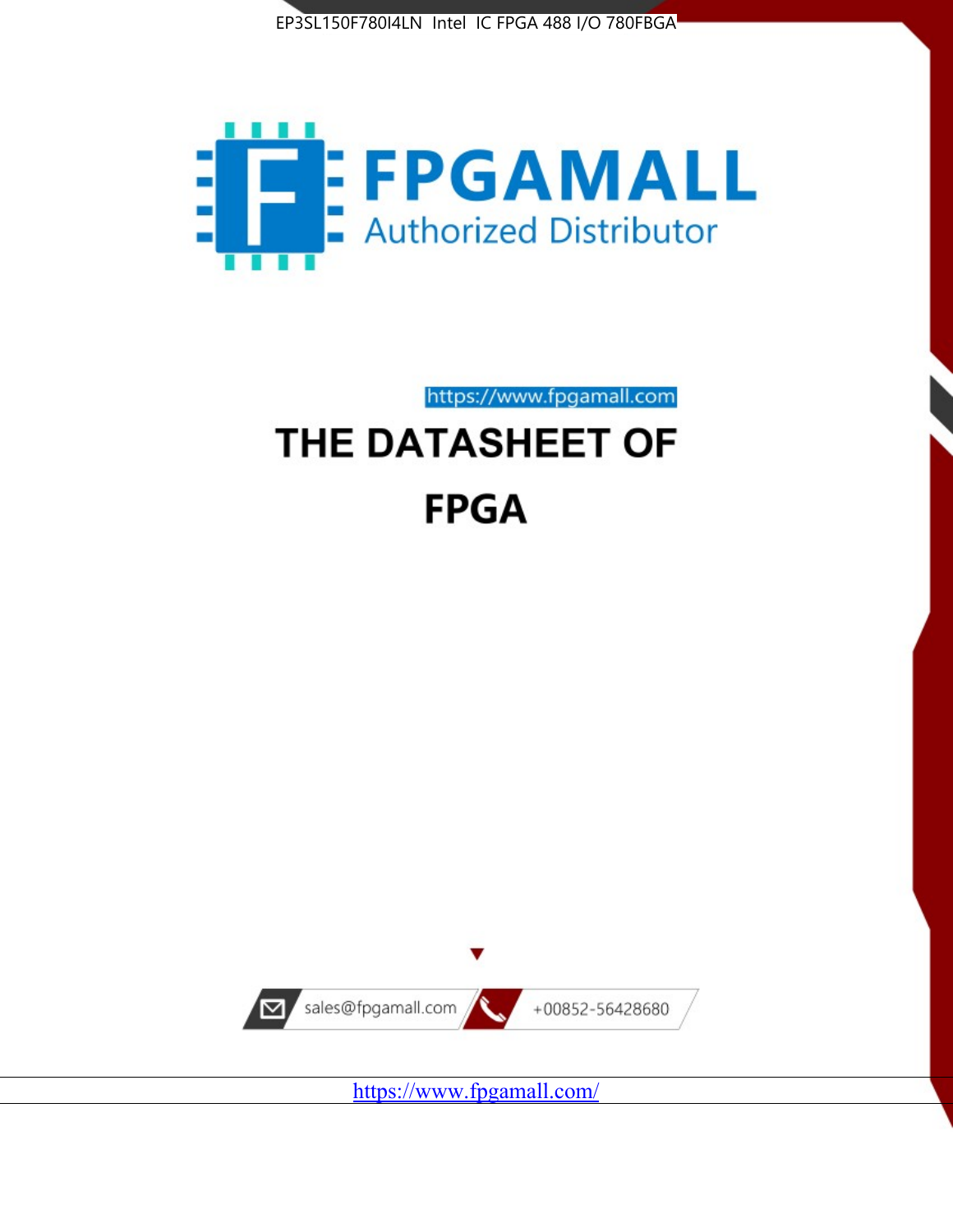EP3SL150F780I4LN Intel IC FPGA 488 I/O 780FBGA

FPGAMALL

Authorized Distributor

https://www.fpgamall.com

# THE DATASHEET OF

# FPGA

sales@fpgamall.com

+00852-56428680

https://www.fpgamall.com/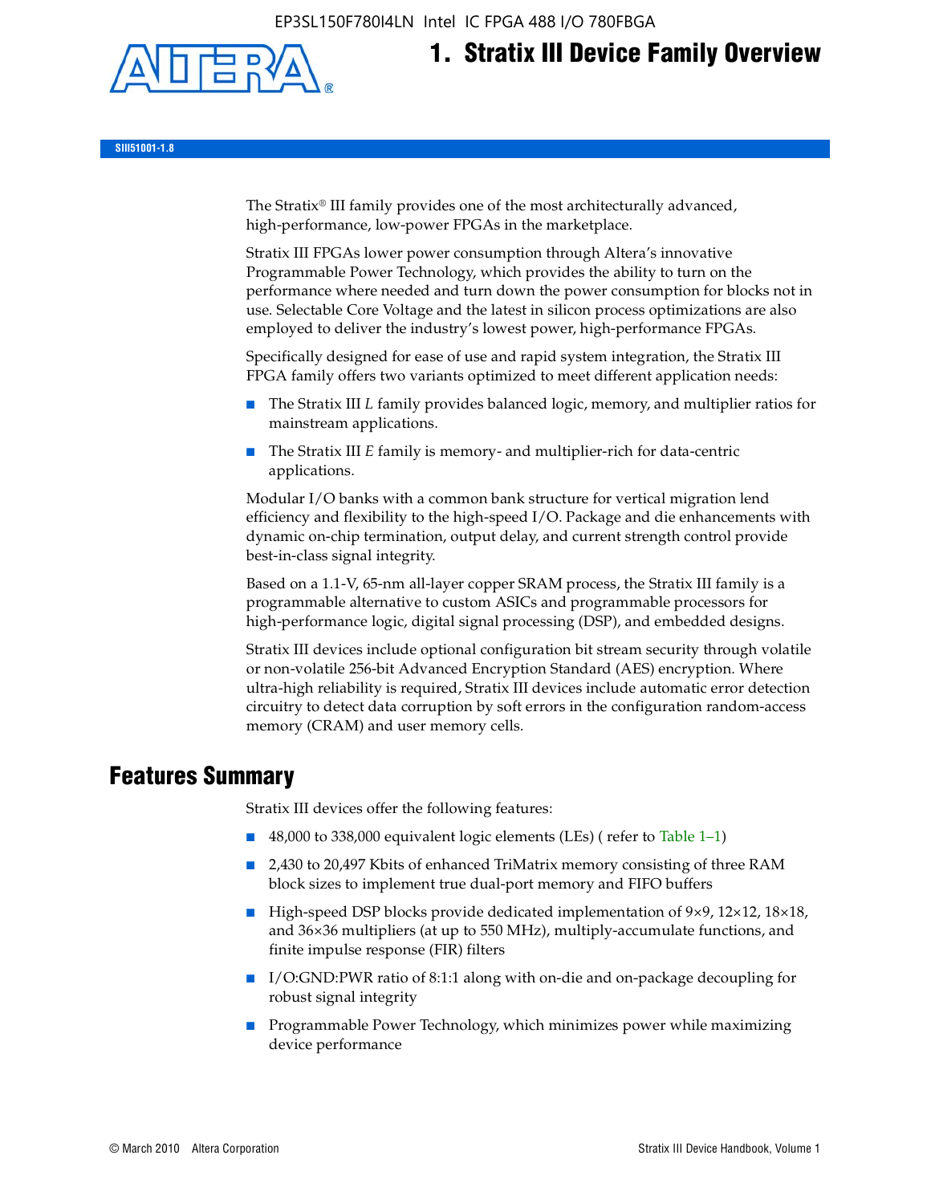# 1. Stratix III Device Family Overview

SIII51001-1.8

The Stratix® III family provides one of the most architecturally advanced, high-performance, low-power FPGAs in the marketplace.

Stratix III FPGAs lower power consumption through Altera's innovative Programmable Power Technology, which provides the ability to turn on the performance where needed and turn down the power consumption for blocks not in use. Selectable Core Voltage and the latest in silicon process optimizations are also employed to deliver the industry's lowest power, high-performance FPGAs.

Specifically designed for ease of use and rapid system integration, the Stratix III FPGA family offers two variants optimized to meet different application needs:

- The Stratix III *L* family provides balanced logic, memory, and multiplier ratios for mainstream applications.
- The Stratix III *E* family is memory- and multiplier-rich for data-centric applications.

Modular I/O banks with a common bank structure for vertical migration lend efficiency and flexibility to the high-speed I/O. Package and die enhancements with dynamic on-chip termination, output delay, and current strength control provide best-in-class signal integrity.

Based on a 1.1-V, 65-nm all-layer copper SRAM process, the Stratix III family is a programmable alternative to custom ASICs and programmable processors for high-performance logic, digital signal processing (DSP), and embedded designs.

Stratix III devices include optional configuration bit stream security through volatile or non-volatile 256-bit Advanced Encryption Standard (AES) encryption. Where ultra-high reliability is required, Stratix III devices include automatic error detection circuitry to detect data corruption by soft errors in the configuration random-access memory (CRAM) and user memory cells.

## Features Summary

Stratix III devices offer the following features:

- 48,000 to 338,000 equivalent logic elements (LEs) ( refer to Table 1–1)
- 2,430 to 20,497 Kbits of enhanced TriMatrix memory consisting of three RAM block sizes to implement true dual-port memory and FIFO buffers
- High-speed DSP blocks provide dedicated implementation of 9×9, 12×12, 18×18, and 36×36 multipliers (at up to 550 MHz), multiply-accumulate functions, and finite impulse response (FIR) filters
- I/O:GND:PWR ratio of 8:1:1 along with on-die and on-package decoupling for robust signal integrity
- Programmable Power Technology, which minimizes power while maximizing device performance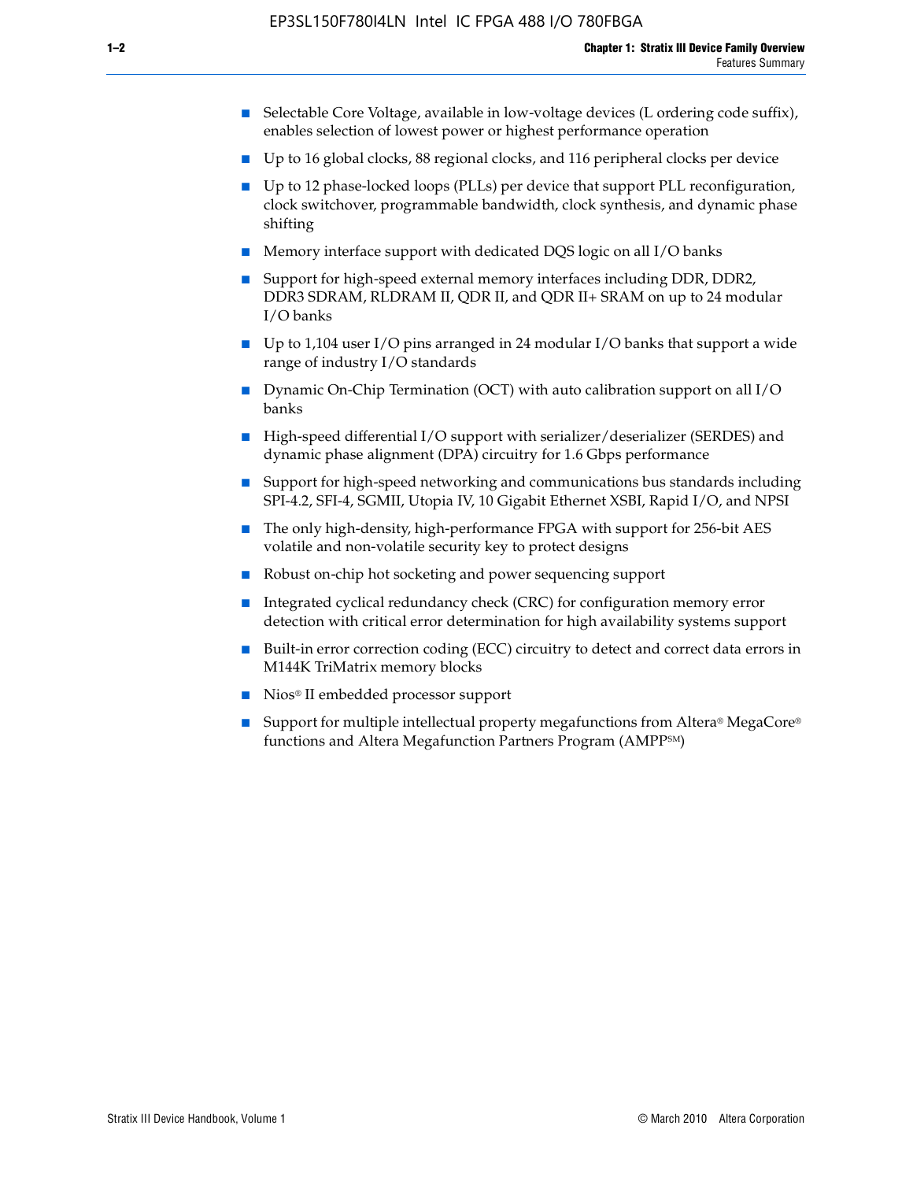- Selectable Core Voltage, available in low-voltage devices (L ordering code suffix), enables selection of lowest power or highest performance operation
- Up to 16 global clocks, 88 regional clocks, and 116 peripheral clocks per device
- Up to 12 phase-locked loops (PLLs) per device that support PLL reconfiguration, clock switchover, programmable bandwidth, clock synthesis, and dynamic phase shifting
- Memory interface support with dedicated DQS logic on all I/O banks
- Support for high-speed external memory interfaces including DDR, DDR2, DDR3 SDRAM, RLDRAM II, QDR II, and QDR II+ SRAM on up to 24 modular I/O banks
- Up to 1,104 user I/O pins arranged in 24 modular I/O banks that support a wide range of industry I/O standards
- Dynamic On-Chip Termination (OCT) with auto calibration support on all I/O banks
- High-speed differential I/O support with serializer/deserializer (SERDES) and dynamic phase alignment (DPA) circuitry for 1.6 Gbps performance
- Support for high-speed networking and communications bus standards including SPI-4.2, SFI-4, SGMII, Utopia IV, 10 Gigabit Ethernet XSBI, Rapid I/O, and NPSI
- The only high-density, high-performance FPGA with support for 256-bit AES volatile and non-volatile security key to protect designs
- Robust on-chip hot socketing and power sequencing support
- Integrated cyclical redundancy check (CRC) for configuration memory error detection with critical error determination for high availability systems support
- Built-in error correction coding (ECC) circuitry to detect and correct data errors in M144K TriMatrix memory blocks
- Nios® II embedded processor support
- Support for multiple intellectual property megafunctions from Altera® MegaCore® functions and Altera Megafunction Partners Program (AMPP℠)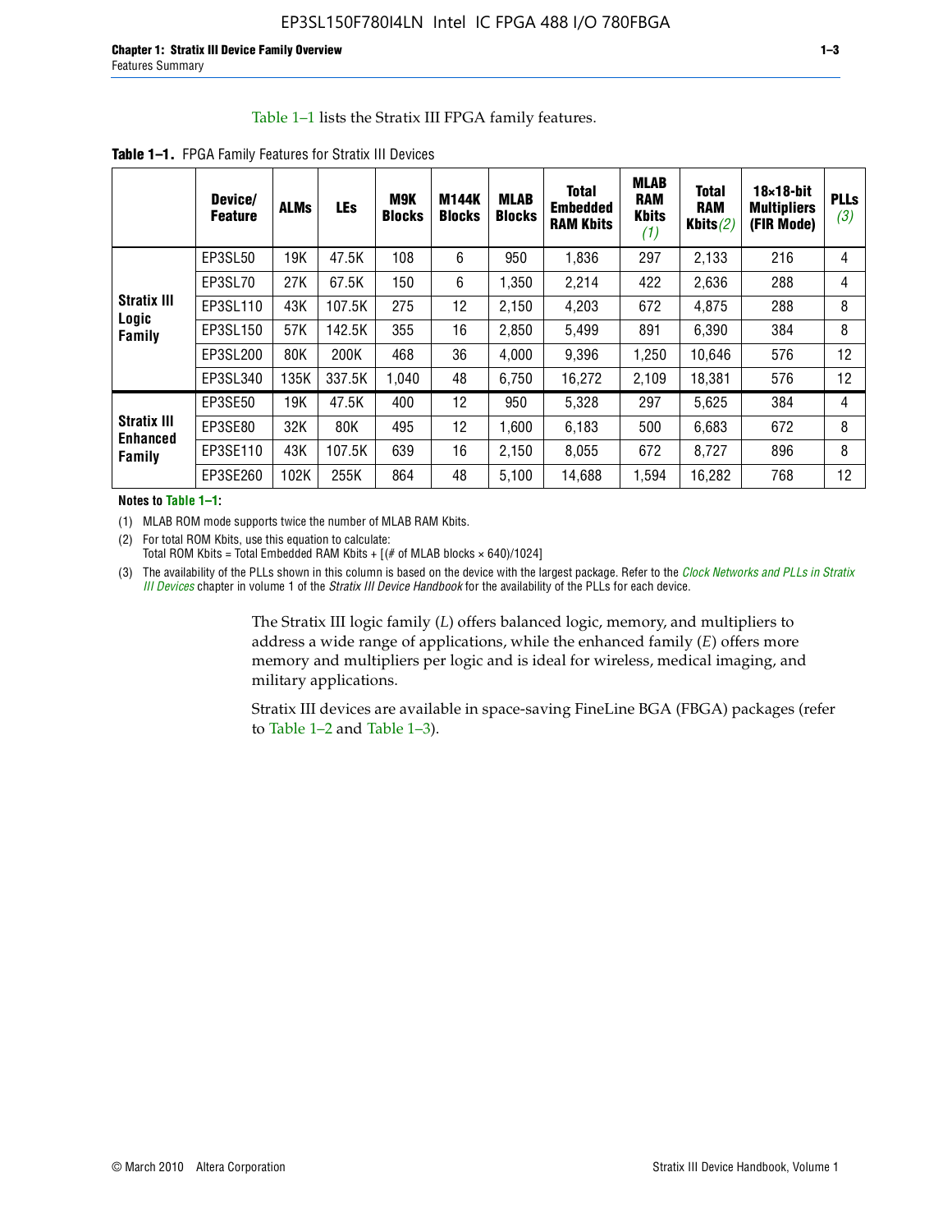Table 1–1 lists the Stratix III FPGA family features.

**Table 1–1.** FPGA Family Features for Stratix III Devices

| | Device/ Feature | ALMs | LEs | M9K Blocks | M144K Blocks | MLAB Blocks | Total Embedded RAM Kbits | MLAB RAM Kbits *(1)* | Total RAM Kbits *(2)* | 18×18-bit Multipliers (FIR Mode) | PLLs *(3)* |
|---|---|---|---|---|---|---|---|---|---|---|---|
| **Stratix III Logic Family** | EP3SL50 | 19K | 47.5K | 108 | 6 | 950 | 1,836 | 297 | 2,133 | 216 | 4 |
| | EP3SL70 | 27K | 67.5K | 150 | 6 | 1,350 | 2,214 | 422 | 2,636 | 288 | 4 |
| | EP3SL110 | 43K | 107.5K | 275 | 12 | 2,150 | 4,203 | 672 | 4,875 | 288 | 8 |
| | EP3SL150 | 57K | 142.5K | 355 | 16 | 2,850 | 5,499 | 891 | 6,390 | 384 | 8 |
| | EP3SL200 | 80K | 200K | 468 | 36 | 4,000 | 9,396 | 1,250 | 10,646 | 576 | 12 |
| | EP3SL340 | 135K | 337.5K | 1,040 | 48 | 6,750 | 16,272 | 2,109 | 18,381 | 576 | 12 |
| **Stratix III Enhanced Family** | EP3SE50 | 19K | 47.5K | 400 | 12 | 950 | 5,328 | 297 | 5,625 | 384 | 4 |
| | EP3SE80 | 32K | 80K | 495 | 12 | 1,600 | 6,183 | 500 | 6,683 | 672 | 8 |
| | EP3SE110 | 43K | 107.5K | 639 | 16 | 2,150 | 8,055 | 672 | 8,727 | 896 | 8 |
| | EP3SE260 | 102K | 255K | 864 | 48 | 5,100 | 14,688 | 1,594 | 16,282 | 768 | 12 |

**Notes to Table 1–1:**

(1) MLAB ROM mode supports twice the number of MLAB RAM Kbits.

(2) For total ROM Kbits, use this equation to calculate:
Total ROM Kbits = Total Embedded RAM Kbits + [(# of MLAB blocks × 640)/1024]

(3) The availability of the PLLs shown in this column is based on the device with the largest package. Refer to the *Clock Networks and PLLs in Stratix III Devices* chapter in volume 1 of the *Stratix III Device Handbook* for the availability of the PLLs for each device.

The Stratix III logic family (*L*) offers balanced logic, memory, and multipliers to address a wide range of applications, while the enhanced family (*E*) offers more memory and multipliers per logic and is ideal for wireless, medical imaging, and military applications.

Stratix III devices are available in space-saving FineLine BGA (FBGA) packages (refer to Table 1–2 and Table 1–3).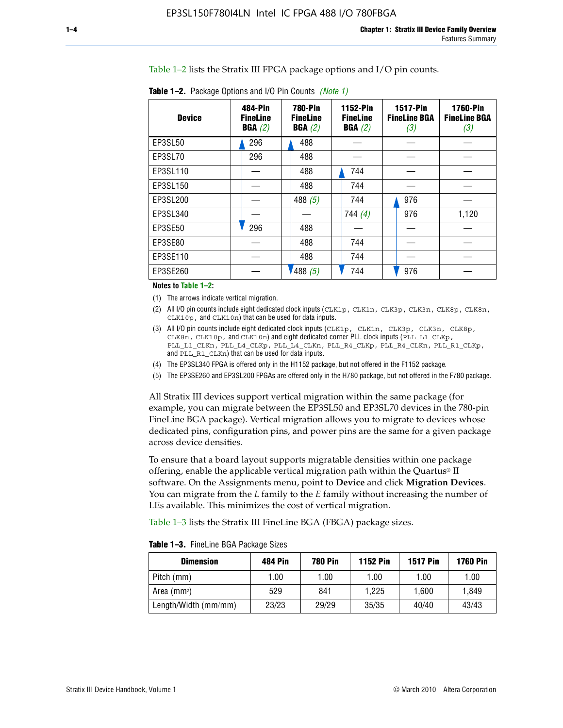Table 1–2 lists the Stratix III FPGA package options and I/O pin counts.

**Table 1–2.** Package Options and I/O Pin Counts *(Note 1)*

| Device | 484-Pin FineLine BGA *(2)* | 780-Pin FineLine BGA *(2)* | 1152-Pin FineLine BGA *(2)* | 1517-Pin FineLine BGA *(3)* | 1760-Pin FineLine BGA *(3)* |
|---|---|---|---|---|---|
| EP3SL50 | 296 | 488 | — | — | — |
| EP3SL70 | 296 | 488 | — | — | — |
| EP3SL110 | — | 488 | 744 | — | — |
| EP3SL150 | — | 488 | 744 | — | — |
| EP3SL200 | — | 488 *(5)* | 744 | 976 | — |
| EP3SL340 | — | — | 744 *(4)* | 976 | 1,120 |
| EP3SE50 | 296 | 488 | — | — | — |
| EP3SE80 | — | 488 | 744 | — | — |
| EP3SE110 | — | 488 | 744 | — | — |
| EP3SE260 | — | 488 *(5)* | 744 | 976 | — |

**Notes to Table 1–2:**

(1) The arrows indicate vertical migration.

(2) All I/O pin counts include eight dedicated clock inputs (`CLK1p`, `CLK1n`, `CLK3p`, `CLK3n`, `CLK8p`, `CLK8n`, `CLK10p`, and `CLK10n`) that can be used for data inputs.

(3) All I/O pin counts include eight dedicated clock inputs (`CLK1p`, `CLK1n`, `CLK3p`, `CLK3n`, `CLK8p`, `CLK8n`, `CLK10p`, and `CLK10n`) and eight dedicated corner PLL clock inputs (`PLL_L1_CLKp`, `PLL_L1_CLKn`, `PLL_L4_CLKp`, `PLL_L4_CLKn`, `PLL_R4_CLKp`, `PLL_R4_CLKn`, `PLL_R1_CLKp`, and `PLL_R1_CLKn`) that can be used for data inputs.

(4) The EP3SL340 FPGA is offered only in the H1152 package, but not offered in the F1152 package.

(5) The EP3SE260 and EP3SL200 FPGAs are offered only in the H780 package, but not offered in the F780 package.

All Stratix III devices support vertical migration within the same package (for example, you can migrate between the EP3SL50 and EP3SL70 devices in the 780-pin FineLine BGA package). Vertical migration allows you to migrate to devices whose dedicated pins, configuration pins, and power pins are the same for a given package across device densities.

To ensure that a board layout supports migratable densities within one package offering, enable the applicable vertical migration path within the Quartus® II software. On the Assignments menu, point to **Device** and click **Migration Devices**. You can migrate from the *L* family to the *E* family without increasing the number of LEs available. This minimizes the cost of vertical migration.

Table 1–3 lists the Stratix III FineLine BGA (FBGA) package sizes.

**Table 1–3.** FineLine BGA Package Sizes

| Dimension | 484 Pin | 780 Pin | 1152 Pin | 1517 Pin | 1760 Pin |
|---|---|---|---|---|---|
| Pitch (mm) | 1.00 | 1.00 | 1.00 | 1.00 | 1.00 |
| Area ($mm^2$) | 529 | 841 | 1,225 | 1,600 | 1,849 |
| Length/Width (mm/mm) | 23/23 | 29/29 | 35/35 | 40/40 | 43/43 |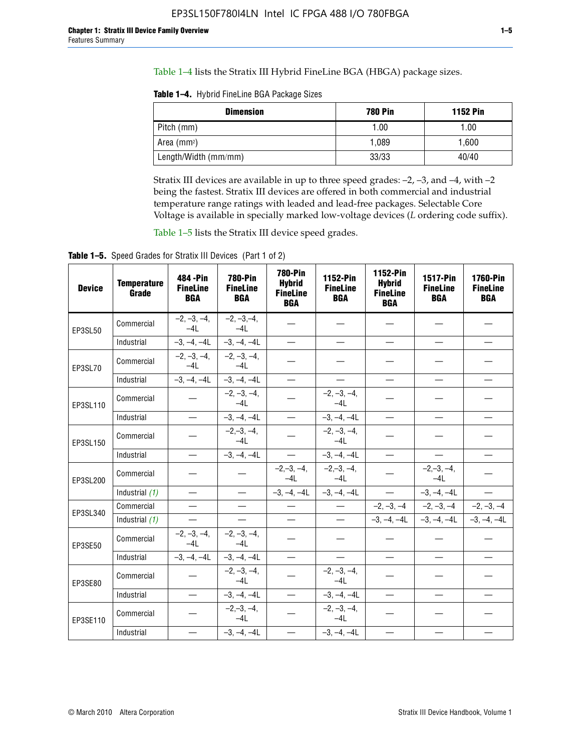Table 1–4 lists the Stratix III Hybrid FineLine BGA (HBGA) package sizes.

**Table 1–4.** Hybrid FineLine BGA Package Sizes

| Dimension | 780 Pin | 1152 Pin |
|---|---|---|
| Pitch (mm) | 1.00 | 1.00 |
| Area (mm$^2$) | 1,089 | 1,600 |
| Length/Width (mm/mm) | 33/33 | 40/40 |

Stratix III devices are available in up to three speed grades: –2, –3, and –4, with –2 being the fastest. Stratix III devices are offered in both commercial and industrial temperature range ratings with leaded and lead-free packages. Selectable Core Voltage is available in specially marked low-voltage devices (*L* ordering code suffix).

Table 1–5 lists the Stratix III device speed grades.

**Table 1–5.** Speed Grades for Stratix III Devices (Part 1 of 2)

| Device | Temperature Grade | 484 -Pin FineLine BGA | 780-Pin FineLine BGA | 780-Pin Hybrid FineLine BGA | 1152-Pin FineLine BGA | 1152-Pin Hybrid FineLine BGA | 1517-Pin FineLine BGA | 1760-Pin FineLine BGA |
|---|---|---|---|---|---|---|---|---|
| EP3SL50 | Commercial | –2, –3, –4, –4L | –2, –3,–4, –4L | — | — | — | — | — |
| | Industrial | –3, –4, –4L | –3, –4, –4L | — | — | — | — | — |
| EP3SL70 | Commercial | –2, –3, –4, –4L | –2, –3, –4, –4L | — | — | — | — | — |
| | Industrial | –3, –4, –4L | –3, –4, –4L | — | — | — | — | — |
| EP3SL110 | Commercial | — | –2, –3, –4, –4L | — | –2, –3, –4, –4L | — | — | — |
| | Industrial | — | –3, –4, –4L | — | –3, –4, –4L | — | — | — |
| EP3SL150 | Commercial | — | –2,–3, –4, –4L | — | –2, –3, –4, –4L | — | — | — |
| | Industrial | — | –3, –4, –4L | — | –3, –4, –4L | — | — | — |
| EP3SL200 | Commercial | — | — | –2,–3, –4, –4L | –2,–3, –4, –4L | — | –2,–3, –4, –4L | — |
| | Industrial *(1)* | — | — | –3, –4, –4L | –3, –4, –4L | — | –3, –4, –4L | — |
| EP3SL340 | Commercial | — | — | — | — | –2, –3, –4 | –2, –3, –4 | –2, –3, –4 |
| | Industrial *(1)* | — | — | — | — | –3, –4, –4L | –3, –4, –4L | –3, –4, –4L |
| EP3SE50 | Commercial | –2, –3, –4, –4L | –2, –3, –4, –4L | — | — | — | — | — |
| | Industrial | –3, –4, –4L | –3, –4, –4L | — | — | — | — | — |
| EP3SE80 | Commercial | — | –2, –3, –4, –4L | — | –2, –3, –4, –4L | — | — | — |
| | Industrial | — | –3, –4, –4L | — | –3, –4, –4L | — | — | — |
| EP3SE110 | Commercial | — | –2,–3, –4, –4L | — | –2, –3, –4, –4L | — | — | — |
| | Industrial | — | –3, –4, –4L | — | –3, –4, –4L | — | — | — |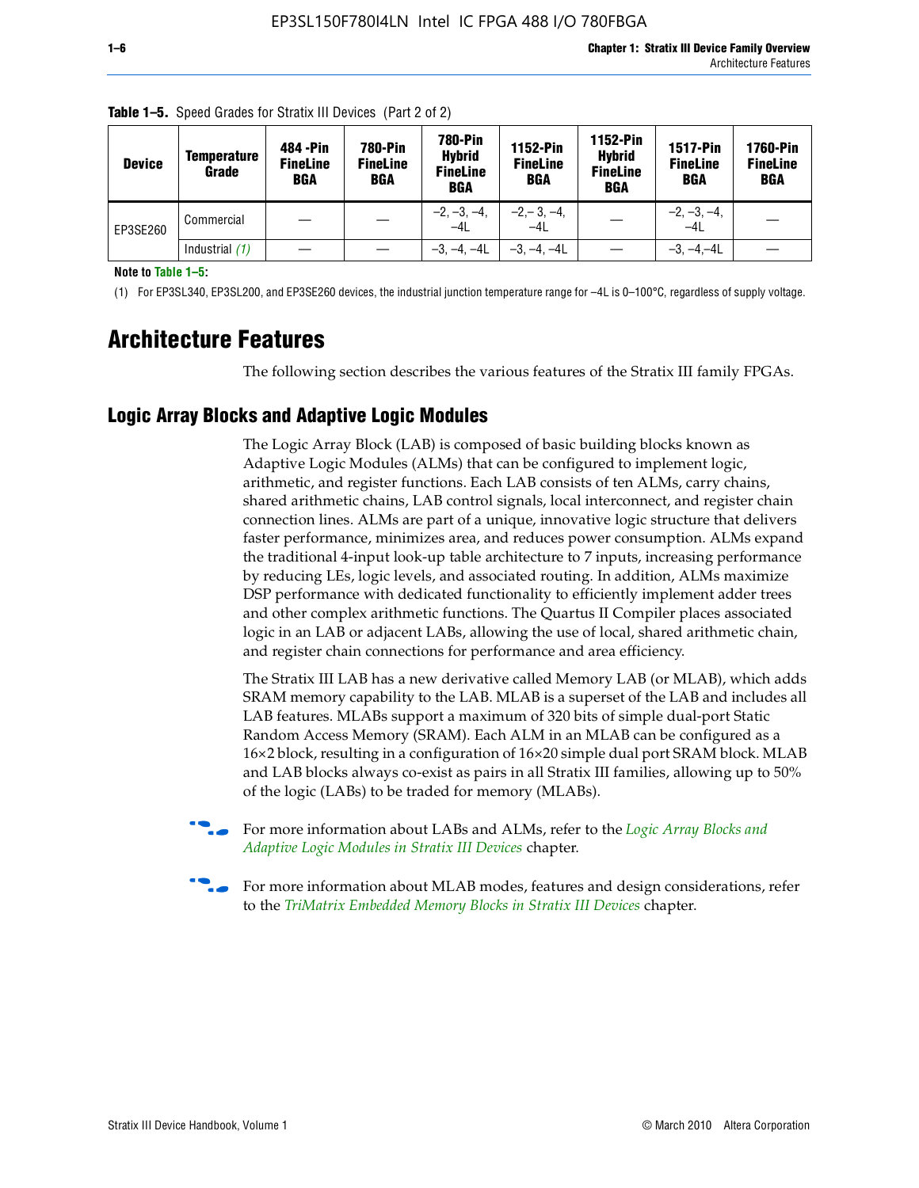**Table 1–5.** Speed Grades for Stratix III Devices (Part 2 of 2)

| Device | Temperature Grade | 484 -Pin FineLine BGA | 780-Pin FineLine BGA | 780-Pin Hybrid FineLine BGA | 1152-Pin FineLine BGA | 1152-Pin Hybrid FineLine BGA | 1517-Pin FineLine BGA | 1760-Pin FineLine BGA |
|---|---|---|---|---|---|---|---|---|
| EP3SE260 | Commercial | — | — | –2, –3, –4, –4L | –2,– 3, –4, –4L | — | –2, –3, –4, –4L | — |
| | Industrial *(1)* | — | — | –3, –4, –4L | –3, –4, –4L | — | –3, –4,–4L | — |

**Note to Table 1–5:**

(1) For EP3SL340, EP3SL200, and EP3SE260 devices, the industrial junction temperature range for –4L is 0–100°C, regardless of supply voltage.

# Architecture Features

The following section describes the various features of the Stratix III family FPGAs.

## Logic Array Blocks and Adaptive Logic Modules

The Logic Array Block (LAB) is composed of basic building blocks known as Adaptive Logic Modules (ALMs) that can be configured to implement logic, arithmetic, and register functions. Each LAB consists of ten ALMs, carry chains, shared arithmetic chains, LAB control signals, local interconnect, and register chain connection lines. ALMs are part of a unique, innovative logic structure that delivers faster performance, minimizes area, and reduces power consumption. ALMs expand the traditional 4-input look-up table architecture to 7 inputs, increasing performance by reducing LEs, logic levels, and associated routing. In addition, ALMs maximize DSP performance with dedicated functionality to efficiently implement adder trees and other complex arithmetic functions. The Quartus II Compiler places associated logic in an LAB or adjacent LABs, allowing the use of local, shared arithmetic chain, and register chain connections for performance and area efficiency.

The Stratix III LAB has a new derivative called Memory LAB (or MLAB), which adds SRAM memory capability to the LAB. MLAB is a superset of the LAB and includes all LAB features. MLABs support a maximum of 320 bits of simple dual-port Static Random Access Memory (SRAM). Each ALM in an MLAB can be configured as a 16×2 block, resulting in a configuration of 16×20 simple dual port SRAM block. MLAB and LAB blocks always co-exist as pairs in all Stratix III families, allowing up to 50% of the logic (LABs) to be traded for memory (MLABs).

For more information about LABs and ALMs, refer to the *Logic Array Blocks and Adaptive Logic Modules in Stratix III Devices* chapter.

For more information about MLAB modes, features and design considerations, refer to the *TriMatrix Embedded Memory Blocks in Stratix III Devices* chapter.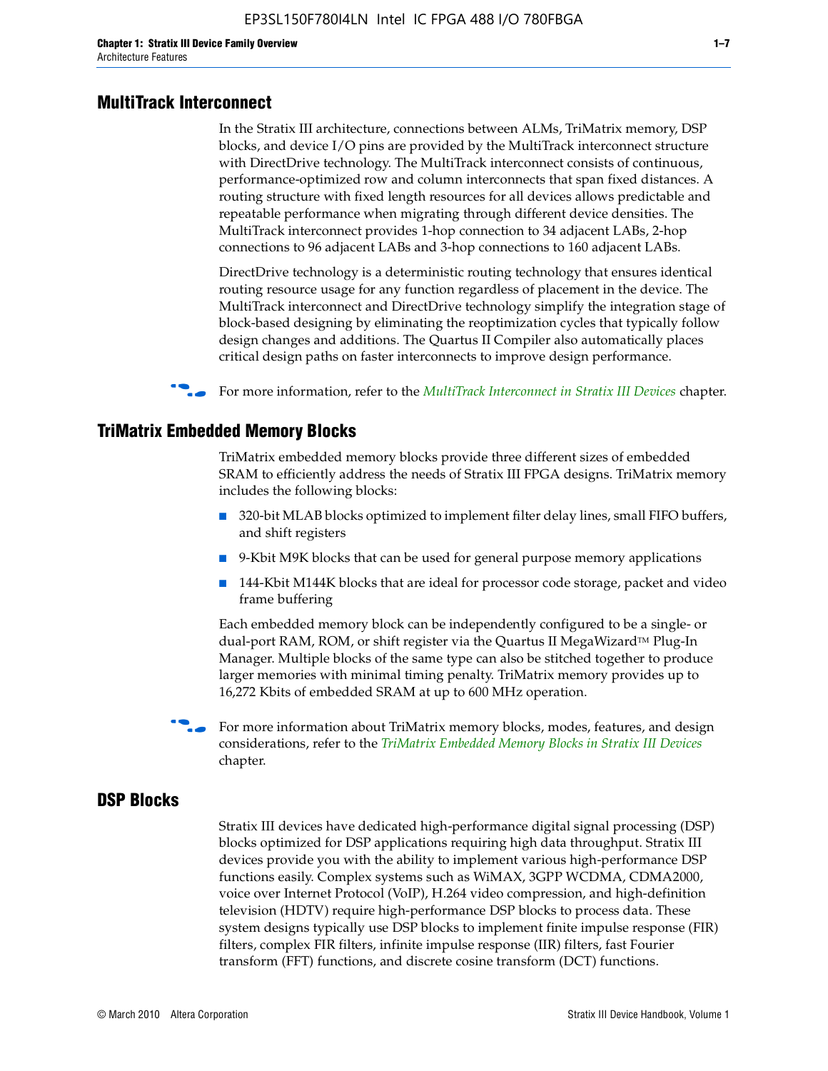## MultiTrack Interconnect

In the Stratix III architecture, connections between ALMs, TriMatrix memory, DSP blocks, and device I/O pins are provided by the MultiTrack interconnect structure with DirectDrive technology. The MultiTrack interconnect consists of continuous, performance-optimized row and column interconnects that span fixed distances. A routing structure with fixed length resources for all devices allows predictable and repeatable performance when migrating through different device densities. The MultiTrack interconnect provides 1-hop connection to 34 adjacent LABs, 2-hop connections to 96 adjacent LABs and 3-hop connections to 160 adjacent LABs.

DirectDrive technology is a deterministic routing technology that ensures identical routing resource usage for any function regardless of placement in the device. The MultiTrack interconnect and DirectDrive technology simplify the integration stage of block-based designing by eliminating the reoptimization cycles that typically follow design changes and additions. The Quartus II Compiler also automatically places critical design paths on faster interconnects to improve design performance.

For more information, refer to the *MultiTrack Interconnect in Stratix III Devices* chapter.

## TriMatrix Embedded Memory Blocks

TriMatrix embedded memory blocks provide three different sizes of embedded SRAM to efficiently address the needs of Stratix III FPGA designs. TriMatrix memory includes the following blocks:

- 320-bit MLAB blocks optimized to implement filter delay lines, small FIFO buffers, and shift registers
- 9-Kbit M9K blocks that can be used for general purpose memory applications
- 144-Kbit M144K blocks that are ideal for processor code storage, packet and video frame buffering

Each embedded memory block can be independently configured to be a single- or dual-port RAM, ROM, or shift register via the Quartus II MegaWizard™ Plug-In Manager. Multiple blocks of the same type can also be stitched together to produce larger memories with minimal timing penalty. TriMatrix memory provides up to 16,272 Kbits of embedded SRAM at up to 600 MHz operation.

For more information about TriMatrix memory blocks, modes, features, and design considerations, refer to the *TriMatrix Embedded Memory Blocks in Stratix III Devices* chapter.

## DSP Blocks

Stratix III devices have dedicated high-performance digital signal processing (DSP) blocks optimized for DSP applications requiring high data throughput. Stratix III devices provide you with the ability to implement various high-performance DSP functions easily. Complex systems such as WiMAX, 3GPP WCDMA, CDMA2000, voice over Internet Protocol (VoIP), H.264 video compression, and high-definition television (HDTV) require high-performance DSP blocks to process data. These system designs typically use DSP blocks to implement finite impulse response (FIR) filters, complex FIR filters, infinite impulse response (IIR) filters, fast Fourier transform (FFT) functions, and discrete cosine transform (DCT) functions.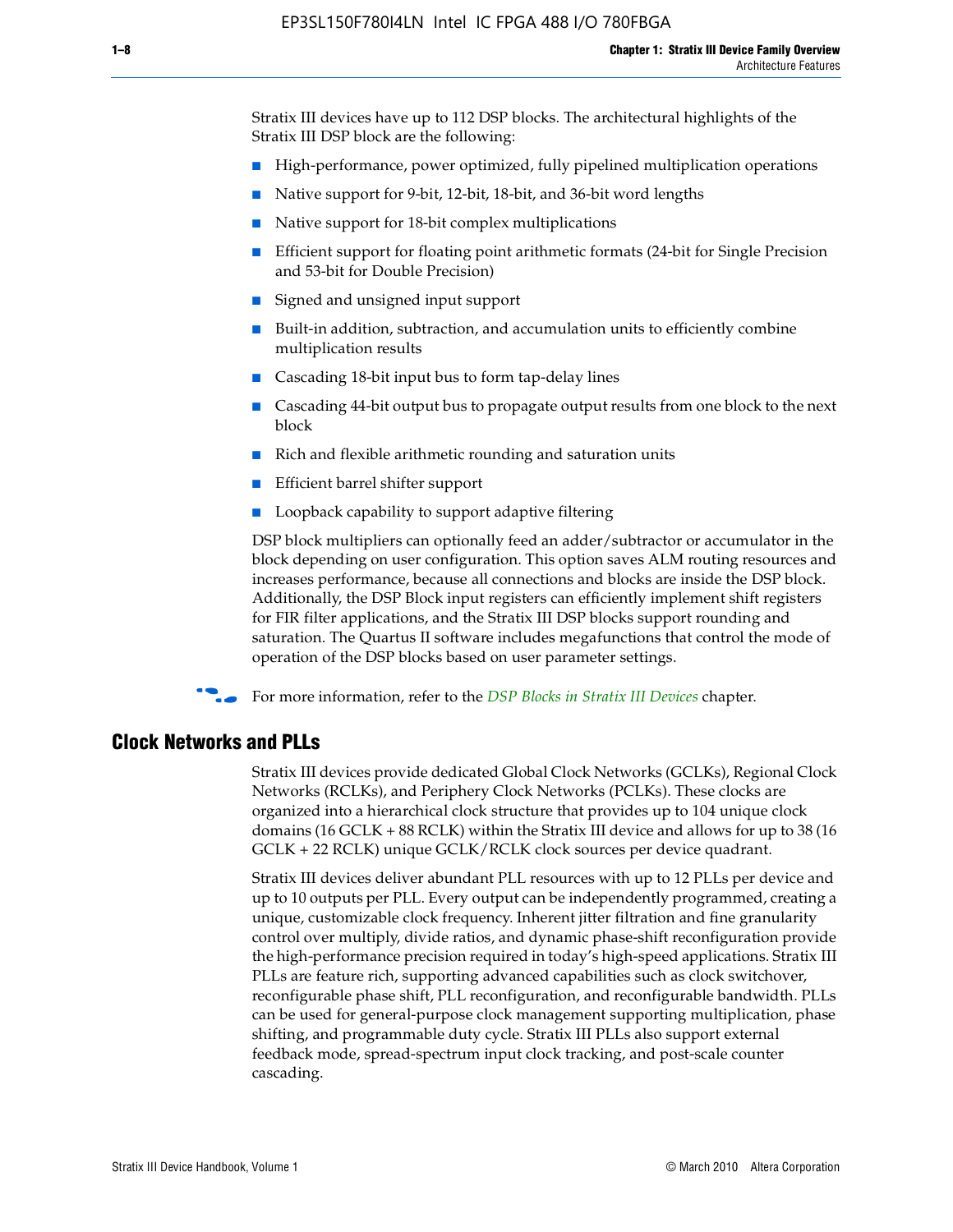Stratix III devices have up to 112 DSP blocks. The architectural highlights of the Stratix III DSP block are the following:

- High-performance, power optimized, fully pipelined multiplication operations
- Native support for 9-bit, 12-bit, 18-bit, and 36-bit word lengths
- Native support for 18-bit complex multiplications
- Efficient support for floating point arithmetic formats (24-bit for Single Precision and 53-bit for Double Precision)
- Signed and unsigned input support
- Built-in addition, subtraction, and accumulation units to efficiently combine multiplication results
- Cascading 18-bit input bus to form tap-delay lines
- Cascading 44-bit output bus to propagate output results from one block to the next block
- Rich and flexible arithmetic rounding and saturation units
- Efficient barrel shifter support
- Loopback capability to support adaptive filtering

DSP block multipliers can optionally feed an adder/subtractor or accumulator in the block depending on user configuration. This option saves ALM routing resources and increases performance, because all connections and blocks are inside the DSP block. Additionally, the DSP Block input registers can efficiently implement shift registers for FIR filter applications, and the Stratix III DSP blocks support rounding and saturation. The Quartus II software includes megafunctions that control the mode of operation of the DSP blocks based on user parameter settings.

For more information, refer to the *DSP Blocks in Stratix III Devices* chapter.

## Clock Networks and PLLs

Stratix III devices provide dedicated Global Clock Networks (GCLKs), Regional Clock Networks (RCLKs), and Periphery Clock Networks (PCLKs). These clocks are organized into a hierarchical clock structure that provides up to 104 unique clock domains (16 GCLK + 88 RCLK) within the Stratix III device and allows for up to 38 (16 GCLK + 22 RCLK) unique GCLK/RCLK clock sources per device quadrant.

Stratix III devices deliver abundant PLL resources with up to 12 PLLs per device and up to 10 outputs per PLL. Every output can be independently programmed, creating a unique, customizable clock frequency. Inherent jitter filtration and fine granularity control over multiply, divide ratios, and dynamic phase-shift reconfiguration provide the high-performance precision required in today's high-speed applications. Stratix III PLLs are feature rich, supporting advanced capabilities such as clock switchover, reconfigurable phase shift, PLL reconfiguration, and reconfigurable bandwidth. PLLs can be used for general-purpose clock management supporting multiplication, phase shifting, and programmable duty cycle. Stratix III PLLs also support external feedback mode, spread-spectrum input clock tracking, and post-scale counter cascading.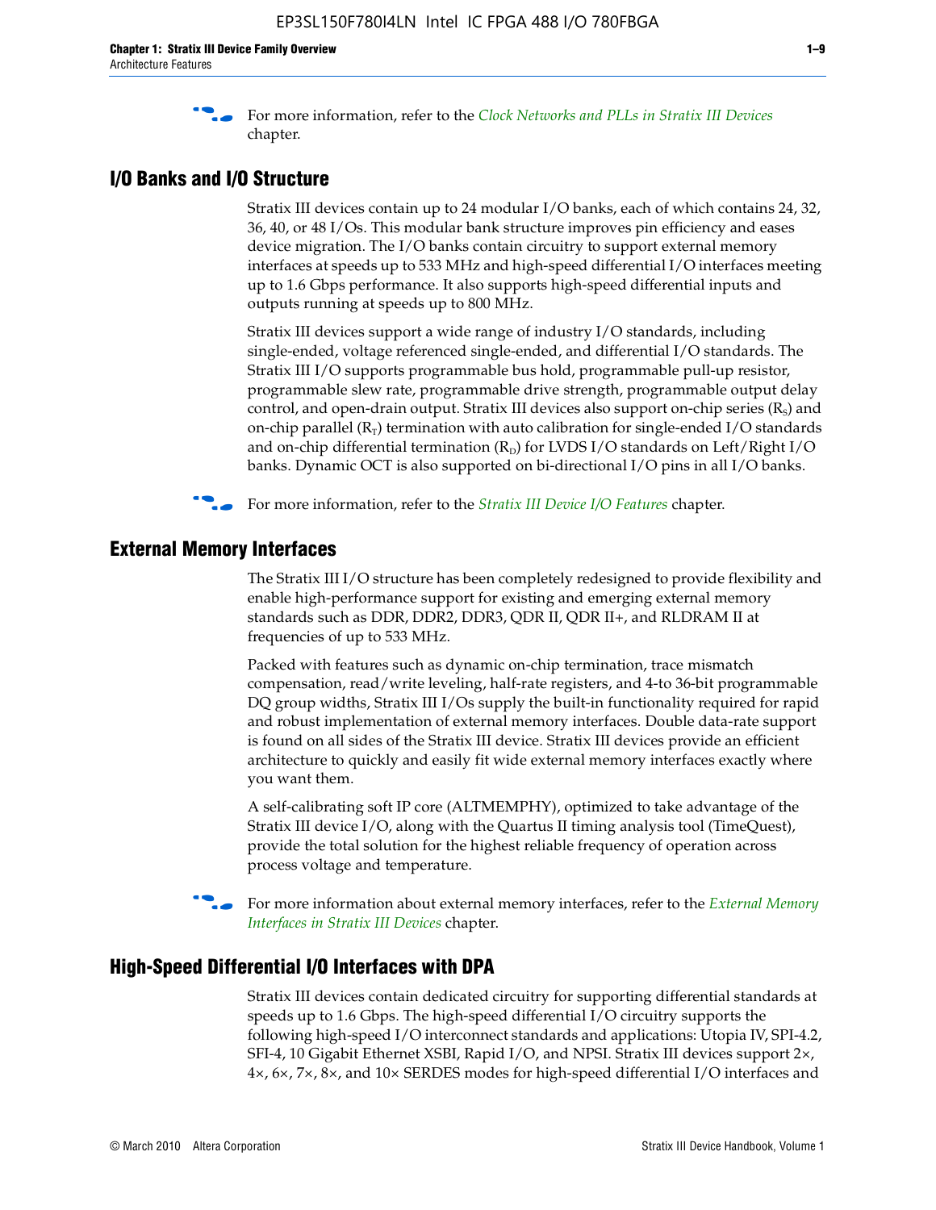For more information, refer to the *Clock Networks and PLLs in Stratix III Devices* chapter.

## I/O Banks and I/O Structure

Stratix III devices contain up to 24 modular I/O banks, each of which contains 24, 32, 36, 40, or 48 I/Os. This modular bank structure improves pin efficiency and eases device migration. The I/O banks contain circuitry to support external memory interfaces at speeds up to 533 MHz and high-speed differential I/O interfaces meeting up to 1.6 Gbps performance. It also supports high-speed differential inputs and outputs running at speeds up to 800 MHz.

Stratix III devices support a wide range of industry I/O standards, including single-ended, voltage referenced single-ended, and differential I/O standards. The Stratix III I/O supports programmable bus hold, programmable pull-up resistor, programmable slew rate, programmable drive strength, programmable output delay control, and open-drain output. Stratix III devices also support on-chip series ($R_S$) and on-chip parallel ($R_T$) termination with auto calibration for single-ended I/O standards and on-chip differential termination ($R_D$) for LVDS I/O standards on Left/Right I/O banks. Dynamic OCT is also supported on bi-directional I/O pins in all I/O banks.

For more information, refer to the *Stratix III Device I/O Features* chapter.

## External Memory Interfaces

The Stratix III I/O structure has been completely redesigned to provide flexibility and enable high-performance support for existing and emerging external memory standards such as DDR, DDR2, DDR3, QDR II, QDR II+, and RLDRAM II at frequencies of up to 533 MHz.

Packed with features such as dynamic on-chip termination, trace mismatch compensation, read/write leveling, half-rate registers, and 4-to 36-bit programmable DQ group widths, Stratix III I/Os supply the built-in functionality required for rapid and robust implementation of external memory interfaces. Double data-rate support is found on all sides of the Stratix III device. Stratix III devices provide an efficient architecture to quickly and easily fit wide external memory interfaces exactly where you want them.

A self-calibrating soft IP core (ALTMEMPHY), optimized to take advantage of the Stratix III device I/O, along with the Quartus II timing analysis tool (TimeQuest), provide the total solution for the highest reliable frequency of operation across process voltage and temperature.

For more information about external memory interfaces, refer to the *External Memory Interfaces in Stratix III Devices* chapter.

## High-Speed Differential I/O Interfaces with DPA

Stratix III devices contain dedicated circuitry for supporting differential standards at speeds up to 1.6 Gbps. The high-speed differential I/O circuitry supports the following high-speed I/O interconnect standards and applications: Utopia IV, SPI-4.2, SFI-4, 10 Gigabit Ethernet XSBI, Rapid I/O, and NPSI. Stratix III devices support 2×, 4×, 6×, 7×, 8×, and 10× SERDES modes for high-speed differential I/O interfaces and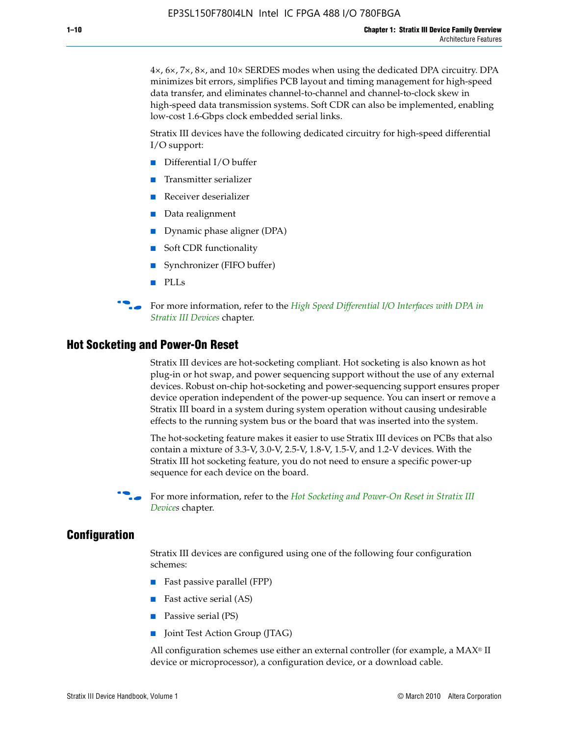4×, 6×, 7×, 8×, and 10× SERDES modes when using the dedicated DPA circuitry. DPA minimizes bit errors, simplifies PCB layout and timing management for high-speed data transfer, and eliminates channel-to-channel and channel-to-clock skew in high-speed data transmission systems. Soft CDR can also be implemented, enabling low-cost 1.6-Gbps clock embedded serial links.

Stratix III devices have the following dedicated circuitry for high-speed differential I/O support:

- Differential I/O buffer
- Transmitter serializer
- Receiver deserializer
- Data realignment
- Dynamic phase aligner (DPA)
- Soft CDR functionality
- Synchronizer (FIFO buffer)
- PLLs

For more information, refer to the *High Speed Differential I/O Interfaces with DPA in Stratix III Devices* chapter.

## Hot Socketing and Power-On Reset

Stratix III devices are hot-socketing compliant. Hot socketing is also known as hot plug-in or hot swap, and power sequencing support without the use of any external devices. Robust on-chip hot-socketing and power-sequencing support ensures proper device operation independent of the power-up sequence. You can insert or remove a Stratix III board in a system during system operation without causing undesirable effects to the running system bus or the board that was inserted into the system.

The hot-socketing feature makes it easier to use Stratix III devices on PCBs that also contain a mixture of 3.3-V, 3.0-V, 2.5-V, 1.8-V, 1.5-V, and 1.2-V devices. With the Stratix III hot socketing feature, you do not need to ensure a specific power-up sequence for each device on the board.

For more information, refer to the *Hot Socketing and Power-On Reset in Stratix III Devices* chapter.

## Configuration

Stratix III devices are configured using one of the following four configuration schemes:

- Fast passive parallel (FPP)
- Fast active serial (AS)
- Passive serial (PS)
- Joint Test Action Group (JTAG)

All configuration schemes use either an external controller (for example, a MAX® II device or microprocessor), a configuration device, or a download cable.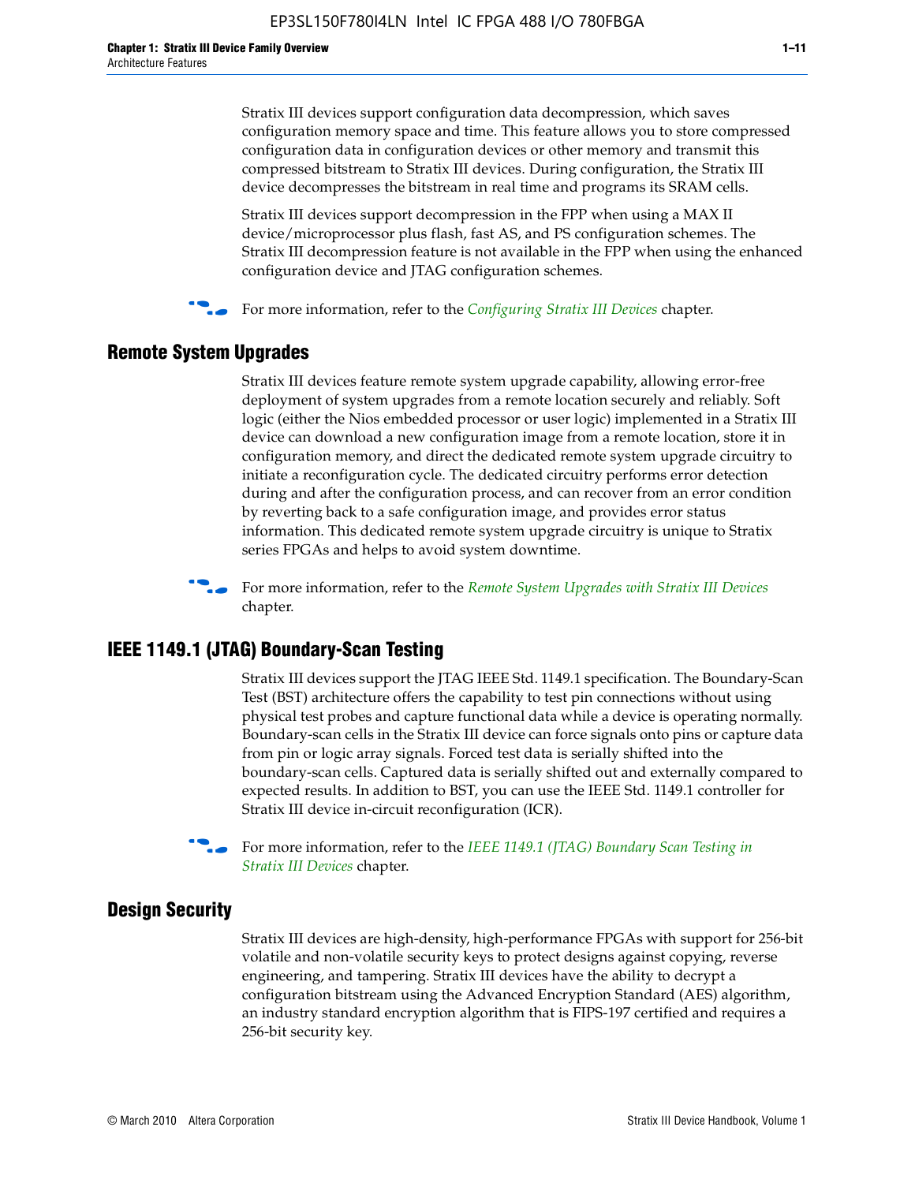Stratix III devices support configuration data decompression, which saves configuration memory space and time. This feature allows you to store compressed configuration data in configuration devices or other memory and transmit this compressed bitstream to Stratix III devices. During configuration, the Stratix III device decompresses the bitstream in real time and programs its SRAM cells.

Stratix III devices support decompression in the FPP when using a MAX II device/microprocessor plus flash, fast AS, and PS configuration schemes. The Stratix III decompression feature is not available in the FPP when using the enhanced configuration device and JTAG configuration schemes.

For more information, refer to the *Configuring Stratix III Devices* chapter.

## Remote System Upgrades

Stratix III devices feature remote system upgrade capability, allowing error-free deployment of system upgrades from a remote location securely and reliably. Soft logic (either the Nios embedded processor or user logic) implemented in a Stratix III device can download a new configuration image from a remote location, store it in configuration memory, and direct the dedicated remote system upgrade circuitry to initiate a reconfiguration cycle. The dedicated circuitry performs error detection during and after the configuration process, and can recover from an error condition by reverting back to a safe configuration image, and provides error status information. This dedicated remote system upgrade circuitry is unique to Stratix series FPGAs and helps to avoid system downtime.

For more information, refer to the *Remote System Upgrades with Stratix III Devices* chapter.

## IEEE 1149.1 (JTAG) Boundary-Scan Testing

Stratix III devices support the JTAG IEEE Std. 1149.1 specification. The Boundary-Scan Test (BST) architecture offers the capability to test pin connections without using physical test probes and capture functional data while a device is operating normally. Boundary-scan cells in the Stratix III device can force signals onto pins or capture data from pin or logic array signals. Forced test data is serially shifted into the boundary-scan cells. Captured data is serially shifted out and externally compared to expected results. In addition to BST, you can use the IEEE Std. 1149.1 controller for Stratix III device in-circuit reconfiguration (ICR).

For more information, refer to the *IEEE 1149.1 (JTAG) Boundary Scan Testing in Stratix III Devices* chapter.

## Design Security

Stratix III devices are high-density, high-performance FPGAs with support for 256-bit volatile and non-volatile security keys to protect designs against copying, reverse engineering, and tampering. Stratix III devices have the ability to decrypt a configuration bitstream using the Advanced Encryption Standard (AES) algorithm, an industry standard encryption algorithm that is FIPS-197 certified and requires a 256-bit security key.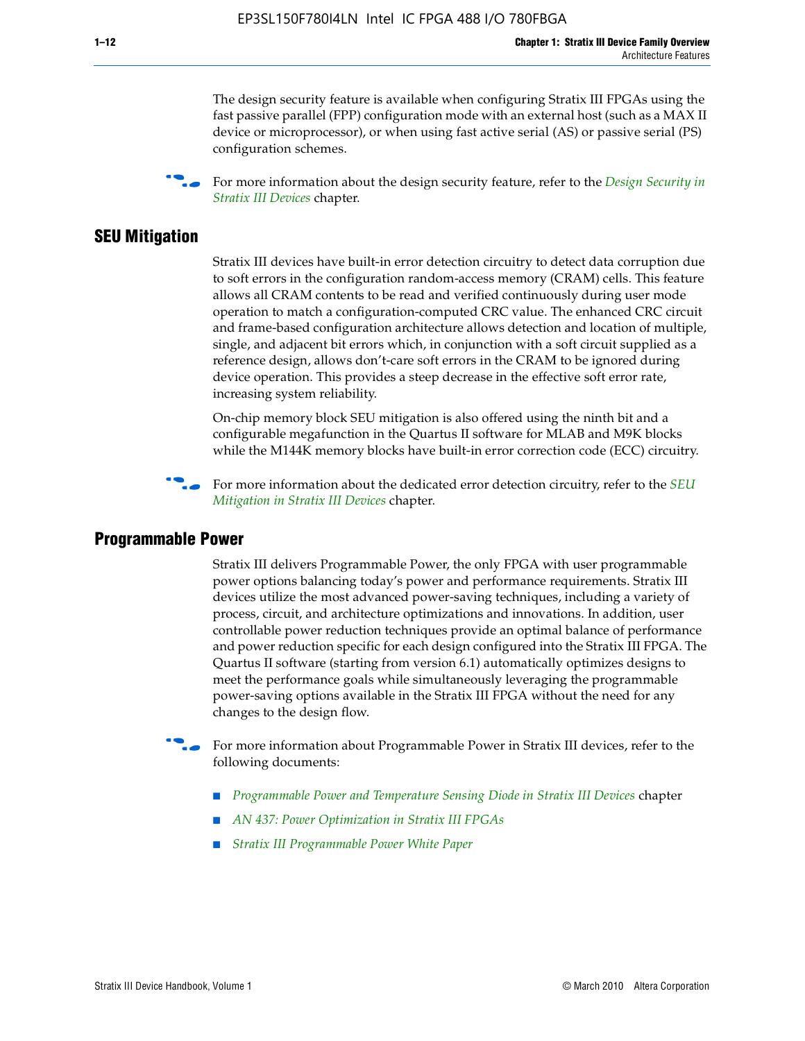The design security feature is available when configuring Stratix III FPGAs using the fast passive parallel (FPP) configuration mode with an external host (such as a MAX II device or microprocessor), or when using fast active serial (AS) or passive serial (PS) configuration schemes.

For more information about the design security feature, refer to the *Design Security in Stratix III Devices* chapter.

## SEU Mitigation

Stratix III devices have built-in error detection circuitry to detect data corruption due to soft errors in the configuration random-access memory (CRAM) cells. This feature allows all CRAM contents to be read and verified continuously during user mode operation to match a configuration-computed CRC value. The enhanced CRC circuit and frame-based configuration architecture allows detection and location of multiple, single, and adjacent bit errors which, in conjunction with a soft circuit supplied as a reference design, allows don't-care soft errors in the CRAM to be ignored during device operation. This provides a steep decrease in the effective soft error rate, increasing system reliability.

On-chip memory block SEU mitigation is also offered using the ninth bit and a configurable megafunction in the Quartus II software for MLAB and M9K blocks while the M144K memory blocks have built-in error correction code (ECC) circuitry.

For more information about the dedicated error detection circuitry, refer to the *SEU Mitigation in Stratix III Devices* chapter.

## Programmable Power

Stratix III delivers Programmable Power, the only FPGA with user programmable power options balancing today's power and performance requirements. Stratix III devices utilize the most advanced power-saving techniques, including a variety of process, circuit, and architecture optimizations and innovations. In addition, user controllable power reduction techniques provide an optimal balance of performance and power reduction specific for each design configured into the Stratix III FPGA. The Quartus II software (starting from version 6.1) automatically optimizes designs to meet the performance goals while simultaneously leveraging the programmable power-saving options available in the Stratix III FPGA without the need for any changes to the design flow.

For more information about Programmable Power in Stratix III devices, refer to the following documents:

- *Programmable Power and Temperature Sensing Diode in Stratix III Devices* chapter
- *AN 437: Power Optimization in Stratix III FPGAs*
- *Stratix III Programmable Power White Paper*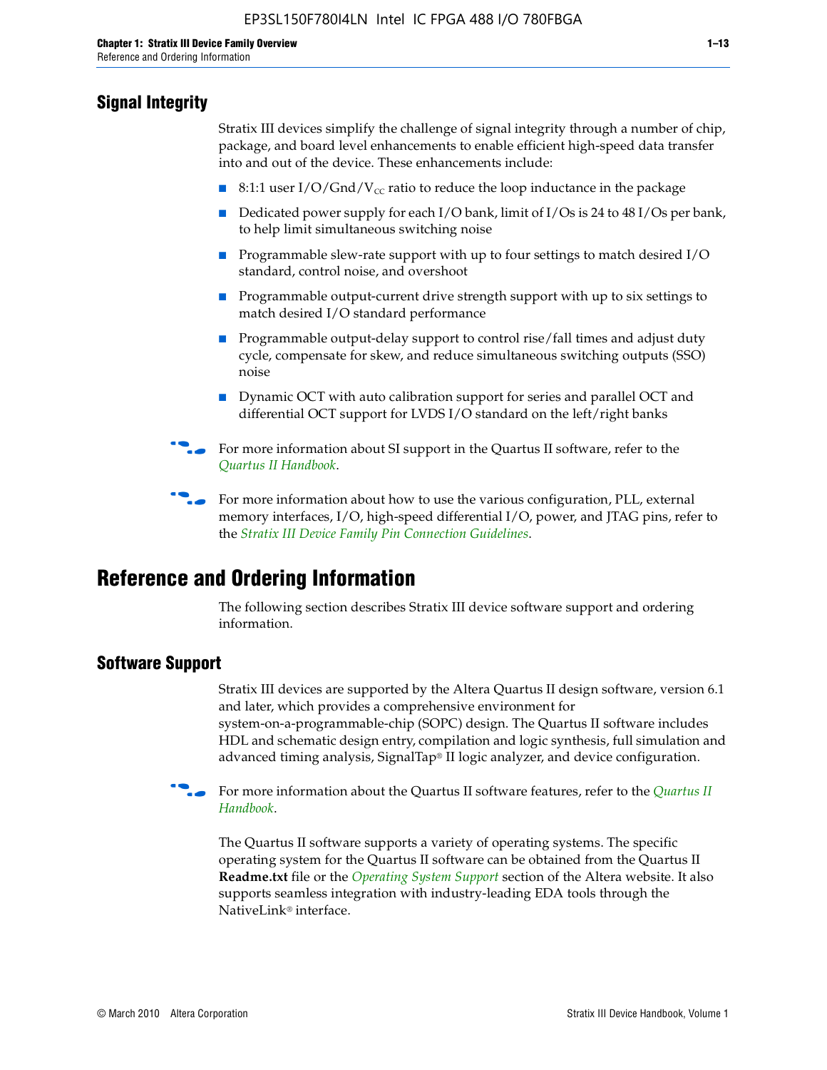## Signal Integrity

Stratix III devices simplify the challenge of signal integrity through a number of chip, package, and board level enhancements to enable efficient high-speed data transfer into and out of the device. These enhancements include:

- 8:1:1 user I/O/Gnd/$V_{CC}$ ratio to reduce the loop inductance in the package
- Dedicated power supply for each I/O bank, limit of I/Os is 24 to 48 I/Os per bank, to help limit simultaneous switching noise
- Programmable slew-rate support with up to four settings to match desired I/O standard, control noise, and overshoot
- Programmable output-current drive strength support with up to six settings to match desired I/O standard performance
- Programmable output-delay support to control rise/fall times and adjust duty cycle, compensate for skew, and reduce simultaneous switching outputs (SSO) noise
- Dynamic OCT with auto calibration support for series and parallel OCT and differential OCT support for LVDS I/O standard on the left/right banks

For more information about SI support in the Quartus II software, refer to the *Quartus II Handbook*.

For more information about how to use the various configuration, PLL, external memory interfaces, I/O, high-speed differential I/O, power, and JTAG pins, refer to the *Stratix III Device Family Pin Connection Guidelines*.

# Reference and Ordering Information

The following section describes Stratix III device software support and ordering information.

## Software Support

Stratix III devices are supported by the Altera Quartus II design software, version 6.1 and later, which provides a comprehensive environment for system-on-a-programmable-chip (SOPC) design. The Quartus II software includes HDL and schematic design entry, compilation and logic synthesis, full simulation and advanced timing analysis, SignalTap® II logic analyzer, and device configuration.

For more information about the Quartus II software features, refer to the *Quartus II Handbook*.

The Quartus II software supports a variety of operating systems. The specific operating system for the Quartus II software can be obtained from the Quartus II **Readme.txt** file or the *Operating System Support* section of the Altera website. It also supports seamless integration with industry-leading EDA tools through the NativeLink® interface.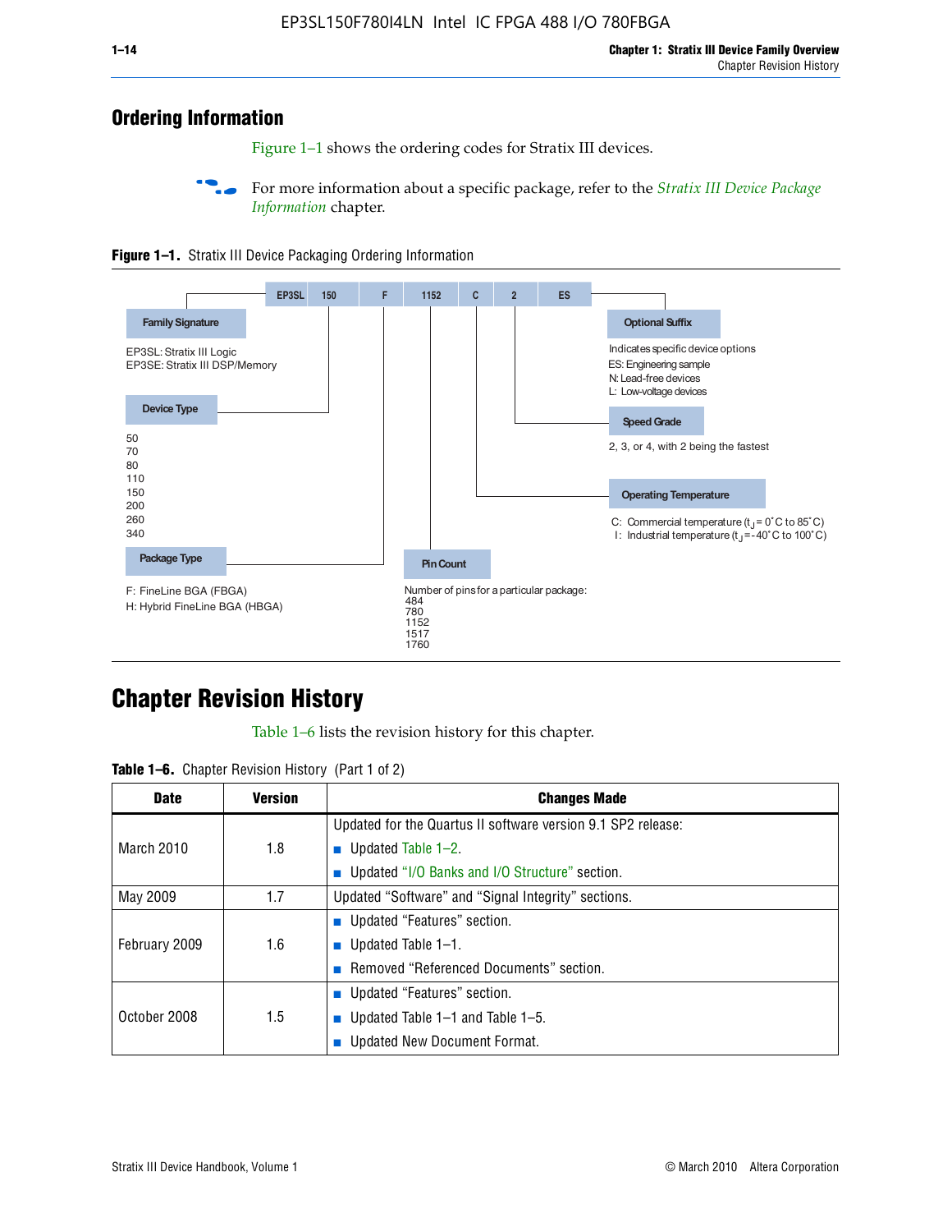## Ordering Information

Figure 1–1 shows the ordering codes for Stratix III devices.

For more information about a specific package, refer to the *Stratix III Device Package Information* chapter.

**Figure 1–1.** Stratix III Device Packaging Ordering Information

EP3SL 150 F 1152 C 2 ES

**Family Signature**

EP3SL: Stratix III Logic
EP3SE: Stratix III DSP/Memory

**Device Type**

50
70
80
110
150
200
260
340

**Package Type**

F: FineLine BGA (FBGA)
H: Hybrid FineLine BGA (HBGA)

**Pin Count**

Number of pins for a particular package:
484
780
1152
1517
1760

**Operating Temperature**

C: Commercial temperature ($t_J$ = 0°C to 85°C)
I: Industrial temperature ($t_J$ = -40°C to 100°C)

**Speed Grade**

2, 3, or 4, with 2 being the fastest

**Optional Suffix**

Indicates specific device options
ES: Engineering sample
N: Lead-free devices
L: Low-voltage devices

## Chapter Revision History

Table 1–6 lists the revision history for this chapter.

**Table 1–6.** Chapter Revision History (Part 1 of 2)

| Date | Version | Changes Made |
|---|---|---|
| March 2010 | 1.8 | Updated for the Quartus II software version 9.1 SP2 release:<br>■ Updated Table 1–2.<br>■ Updated "I/O Banks and I/O Structure" section. |
| May 2009 | 1.7 | Updated "Software" and "Signal Integrity" sections. |
| February 2009 | 1.6 | ■ Updated "Features" section.<br>■ Updated Table 1–1.<br>■ Removed "Referenced Documents" section. |
| October 2008 | 1.5 | ■ Updated "Features" section.<br>■ Updated Table 1–1 and Table 1–5.<br>■ Updated New Document Format. |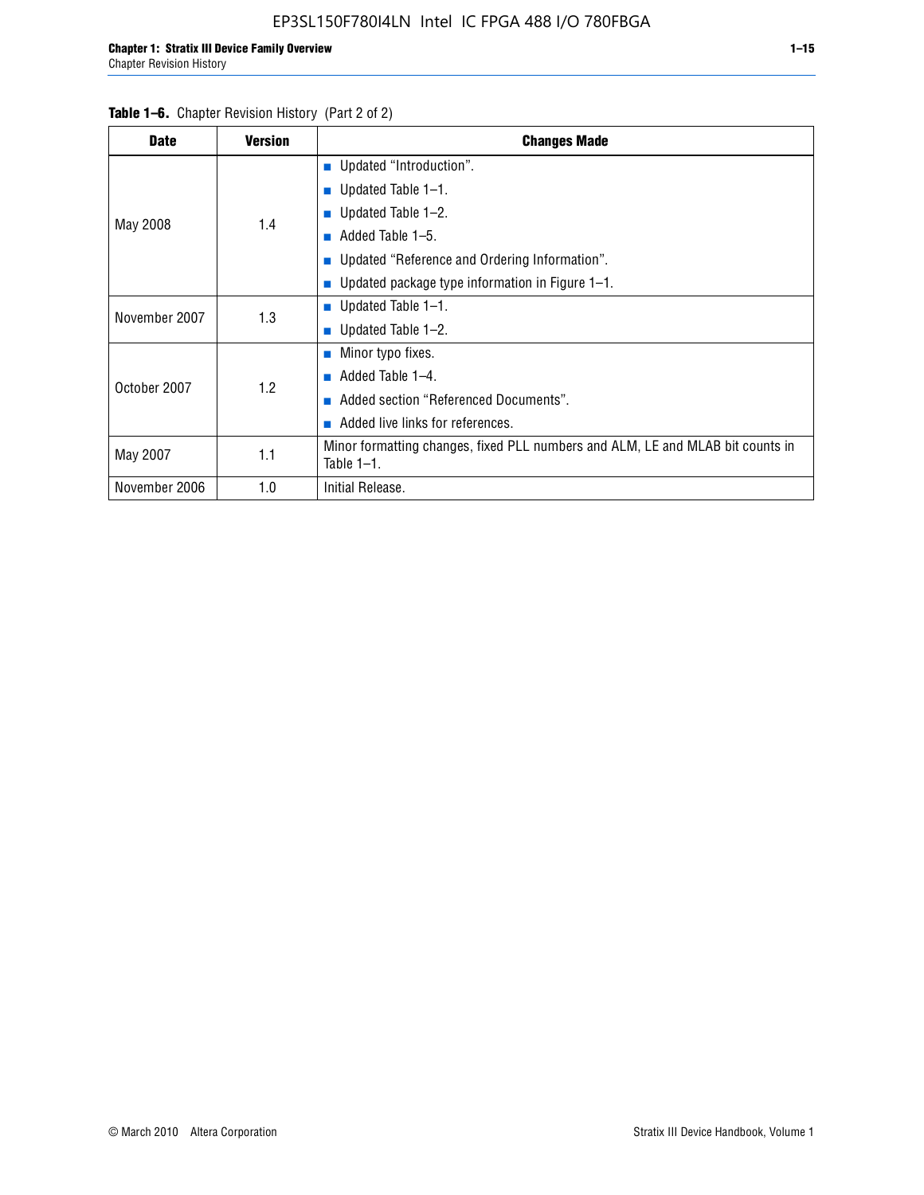**Table 1–6.** Chapter Revision History (Part 2 of 2)

| Date | Version | Changes Made |
|---|---|---|
| May 2008 | 1.4 | ■ Updated “Introduction”.<br>■ Updated Table 1–1.<br>■ Updated Table 1–2.<br>■ Added Table 1–5.<br>■ Updated “Reference and Ordering Information”.<br>■ Updated package type information in Figure 1–1. |
| November 2007 | 1.3 | ■ Updated Table 1–1.<br>■ Updated Table 1–2. |
| October 2007 | 1.2 | ■ Minor typo fixes.<br>■ Added Table 1–4.<br>■ Added section “Referenced Documents”.<br>■ Added live links for references. |
| May 2007 | 1.1 | Minor formatting changes, fixed PLL numbers and ALM, LE and MLAB bit counts in Table 1–1. |
| November 2006 | 1.0 | Initial Release. |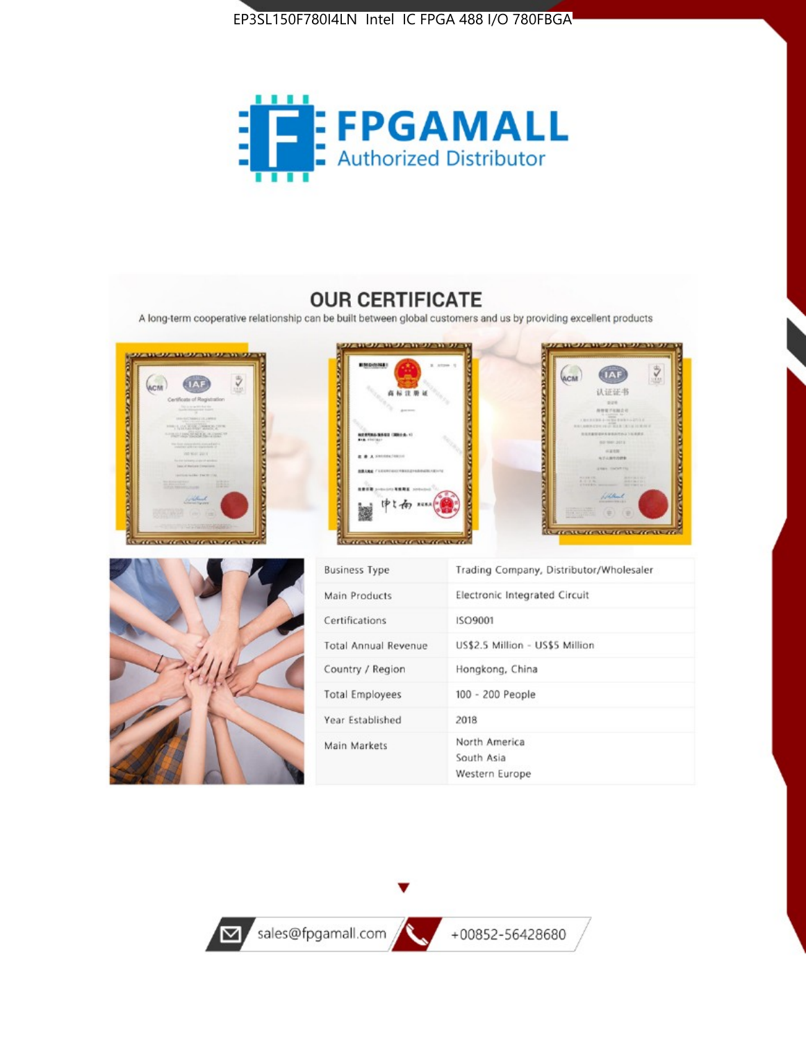FPGAMALL
Authorized Distributor

## OUR CERTIFICATE

A long-term cooperative relationship can be built between global customers and us by providing excellent products

| | |
|---|---|
| Business Type | Trading Company, Distributor/Wholesaler |
| Main Products | Electronic Integrated Circuit |
| Certifications | ISO9001 |
| Total Annual Revenue | US$2.5 Million - US$5 Million |
| Country / Region | Hongkong, China |
| Total Employees | 100 - 200 People |
| Year Established | 2018 |
| Main Markets | North America<br>South Asia<br>Western Europe |

sales@fpgamall.com

+00852-56428680